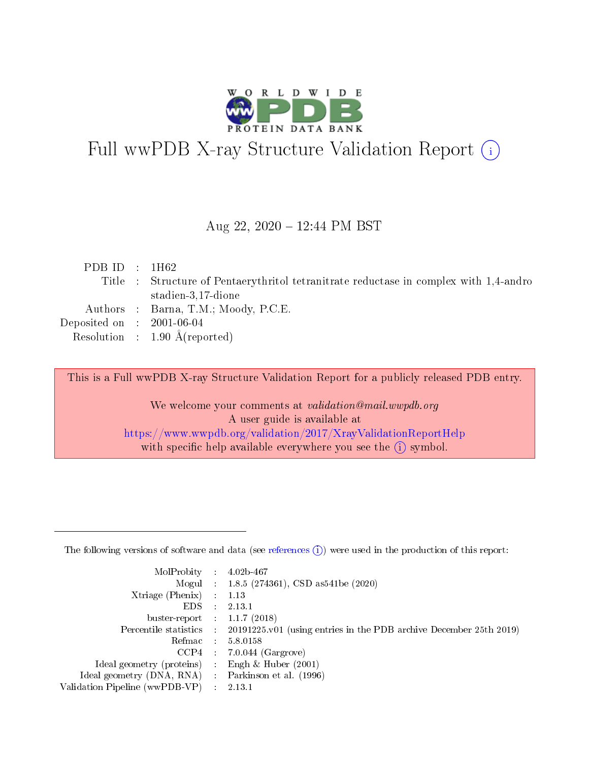# Full wwPDB X-ray Structure Validation Report (i)

Aug 22, 2020 – 12:44 PM BST

| | | |
|---|---|---|
| PDB ID | : | 1H62 |
| Title | : | Structure of Pentaerythritol tetranitrate reductase in complex with 1,4-androstadien-3,17-dione |
| Authors | : | Barna, T.M.; Moody, P.C.E. |
| Deposited on | : | 2001-06-04 |
| Resolution | : | 1.90 Å(reported) |

This is a Full wwPDB X-ray Structure Validation Report for a publicly released PDB entry.

We welcome your comments at *validation@mail.wwpdb.org*
A user guide is available at
https://www.wwpdb.org/validation/2017/XrayValidationReportHelp
with specific help available everywhere you see the (i) symbol.

---

The following versions of software and data (see references (i)) were used in the production of this report:

| | | |
|---|---|---|
| MolProbity | : | 4.02b-467 |
| Mogul | : | 1.8.5 (274361), CSD as541be (2020) |
| Xtriage (Phenix) | : | 1.13 |
| EDS | : | 2.13.1 |
| buster-report | : | 1.1.7 (2018) |
| Percentile statistics | : | 20191225.v01 (using entries in the PDB archive December 25th 2019) |
| Refmac | : | 5.8.0158 |
| CCP4 | : | 7.0.044 (Gargrove) |
| Ideal geometry (proteins) | : | Engh & Huber (2001) |
| Ideal geometry (DNA, RNA) | : | Parkinson et al. (1996) |
| Validation Pipeline (wwPDB-VP) | : | 2.13.1 |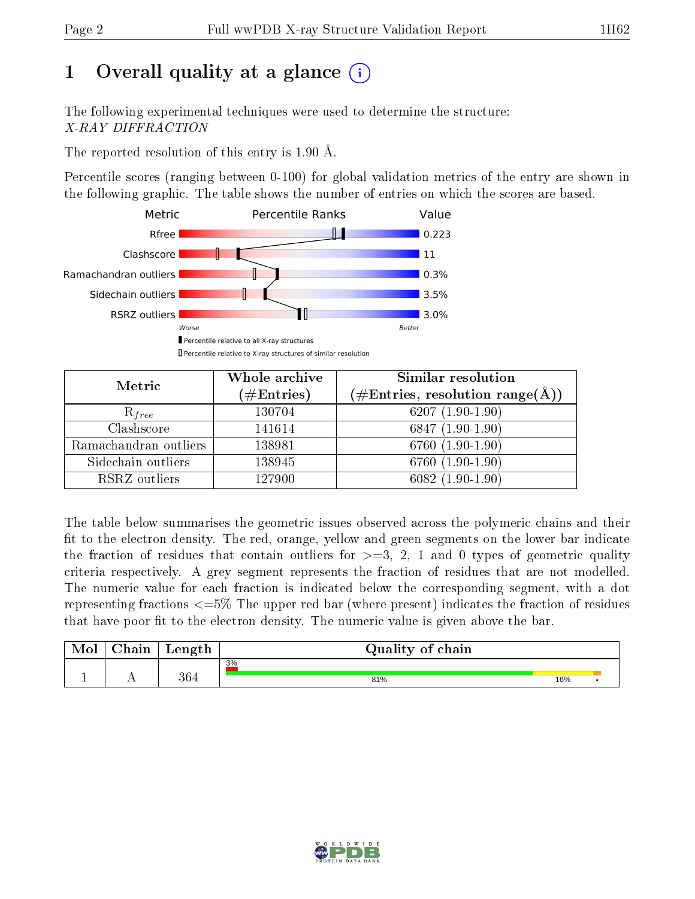# 1 Overall quality at a glance

The following experimental techniques were used to determine the structure: *X-RAY DIFFRACTION*

The reported resolution of this entry is 1.90 Å.

Percentile scores (ranging between 0-100) for global validation metrics of the entry are shown in the following graphic. The table shows the number of entries on which the scores are based.

| Metric | Value |
|---|---|
| Rfree | 0.223 |
| Clashscore | 11 |
| Ramachandran outliers | 0.3% |
| Sidechain outliers | 3.5% |
| RSRZ outliers | 3.0% |

Worse — Better

▮ Percentile relative to all X-ray structures
▯ Percentile relative to X-ray structures of similar resolution

| Metric | Whole archive (#Entries) | Similar resolution (#Entries, resolution range(Å)) |
|---|---|---|
| $R_{free}$ | 130704 | 6207 (1.90-1.90) |
| Clashscore | 141614 | 6847 (1.90-1.90) |
| Ramachandran outliers | 138981 | 6760 (1.90-1.90) |
| Sidechain outliers | 138945 | 6760 (1.90-1.90) |
| RSRZ outliers | 127900 | 6082 (1.90-1.90) |

The table below summarises the geometric issues observed across the polymeric chains and their fit to the electron density. The red, orange, yellow and green segments on the lower bar indicate the fraction of residues that contain outliers for >=3, 2, 1 and 0 types of geometric quality criteria respectively. A grey segment represents the fraction of residues that are not modelled. The numeric value for each fraction is indicated below the corresponding segment, with a dot representing fractions <=5% The upper red bar (where present) indicates the fraction of residues that have poor fit to the electron density. The numeric value is given above the bar.

| Mol | Chain | Length | Quality of chain |
|---|---|---|---|
| 1 | A | 364 | 3% / 81% / 16% / • |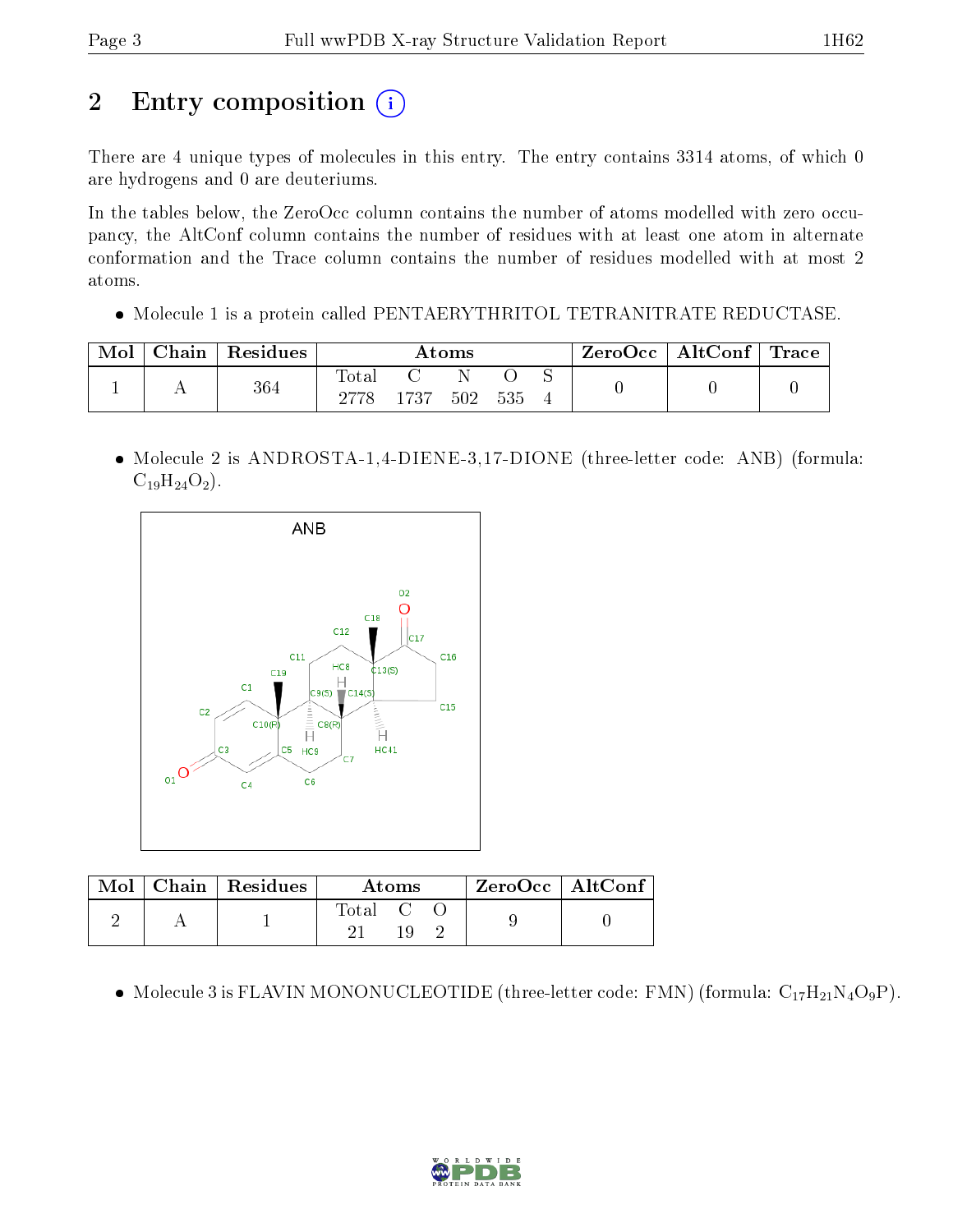# 2 Entry composition

There are 4 unique types of molecules in this entry. The entry contains 3314 atoms, of which 0 are hydrogens and 0 are deuteriums.

In the tables below, the ZeroOcc column contains the number of atoms modelled with zero occupancy, the AltConf column contains the number of residues with at least one atom in alternate conformation and the Trace column contains the number of residues modelled with at most 2 atoms.

- Molecule 1 is a protein called PENTAERYTHRITOL TETRANITRATE REDUCTASE.

| Mol | Chain | Residues | Atoms | | | | | ZeroOcc | AltConf | Trace |
|---|---|---|---|---|---|---|---|---|---|---|
| 1 | A | 364 | Total | C | N | O | S | 0 | 0 | 0 |
| | | | 2778 | 1737 | 502 | 535 | 4 | | | |

- Molecule 2 is ANDROSTA-1,4-DIENE-3,17-DIONE (three-letter code: ANB) (formula: $C_{19}H_{24}O_2$).

| Mol | Chain | Residues | Atoms | | | ZeroOcc | AltConf |
|---|---|---|---|---|---|---|---|
| 2 | A | 1 | Total | C | O | 9 | 0 |
| | | | 21 | 19 | 2 | | |

- Molecule 3 is FLAVIN MONONUCLEOTIDE (three-letter code: FMN) (formula: $C_{17}H_{21}N_4O_9P$).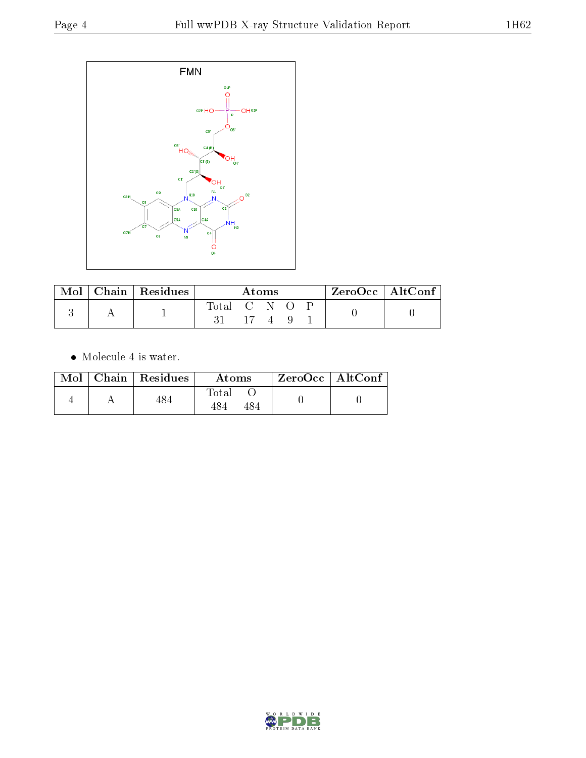| Mol | Chain | Residues | Atoms | | | | | ZeroOcc | AltConf |
|---|---|---|---|---|---|---|---|---|---|
| | | | Total | C | N | O | P | | |
| 3 | A | 1 | 31 | 17 | 4 | 9 | 1 | 0 | 0 |

- Molecule 4 is water.

| Mol | Chain | Residues | Atoms | | ZeroOcc | AltConf |
|---|---|---|---|---|---|---|
| | | | Total | O | | |
| 4 | A | 484 | 484 | 484 | 0 | 0 |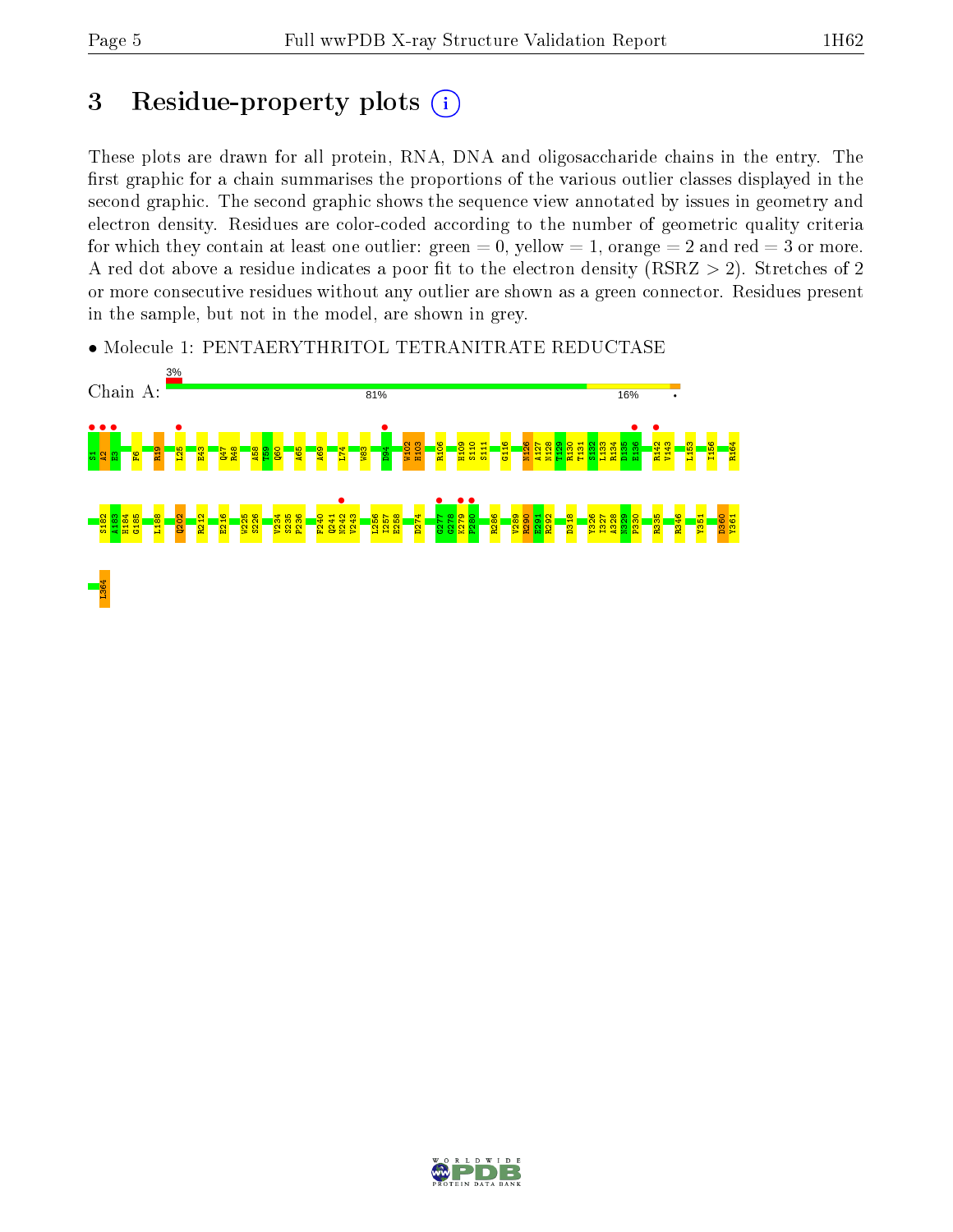# 3 Residue-property plots (i)

These plots are drawn for all protein, RNA, DNA and oligosaccharide chains in the entry. The first graphic for a chain summarises the proportions of the various outlier classes displayed in the second graphic. The second graphic shows the sequence view annotated by issues in geometry and electron density. Residues are color-coded according to the number of geometric quality criteria for which they contain at least one outlier: green = 0, yellow = 1, orange = 2 and red = 3 or more. A red dot above a residue indicates a poor fit to the electron density (RSRZ > 2). Stretches of 2 or more consecutive residues without any outlier are shown as a green connector. Residues present in the sample, but not in the model, are shown in grey.

• Molecule 1: PENTAERYTHRITOL TETRANITRATE REDUCTASE

Chain A: 3% | 81% | 16% | •

S1 A2 E3 F6 R19 L25 E43 Q47 R48 A58 T59 Q60 A65 A69 L74 W83 D94 W102 H103 R106 H109 S110 S111 G116 N126 A127 N128 T129 R130 T131 S132 L133 R134 D135 E136 R142 V143 L153 I156 R164

S182 A183 H184 G185 L188 Q202 R212 E216 W225 S226 V234 S235 P236 F240 Q241 N242 V243 L256 I257 E258 D274 G277 G278 K279 P280 R286 V289 R290 E291 R292 D318 Y326 I327 A328 N329 P330 R335 R346 Y351 D360 Y361

L364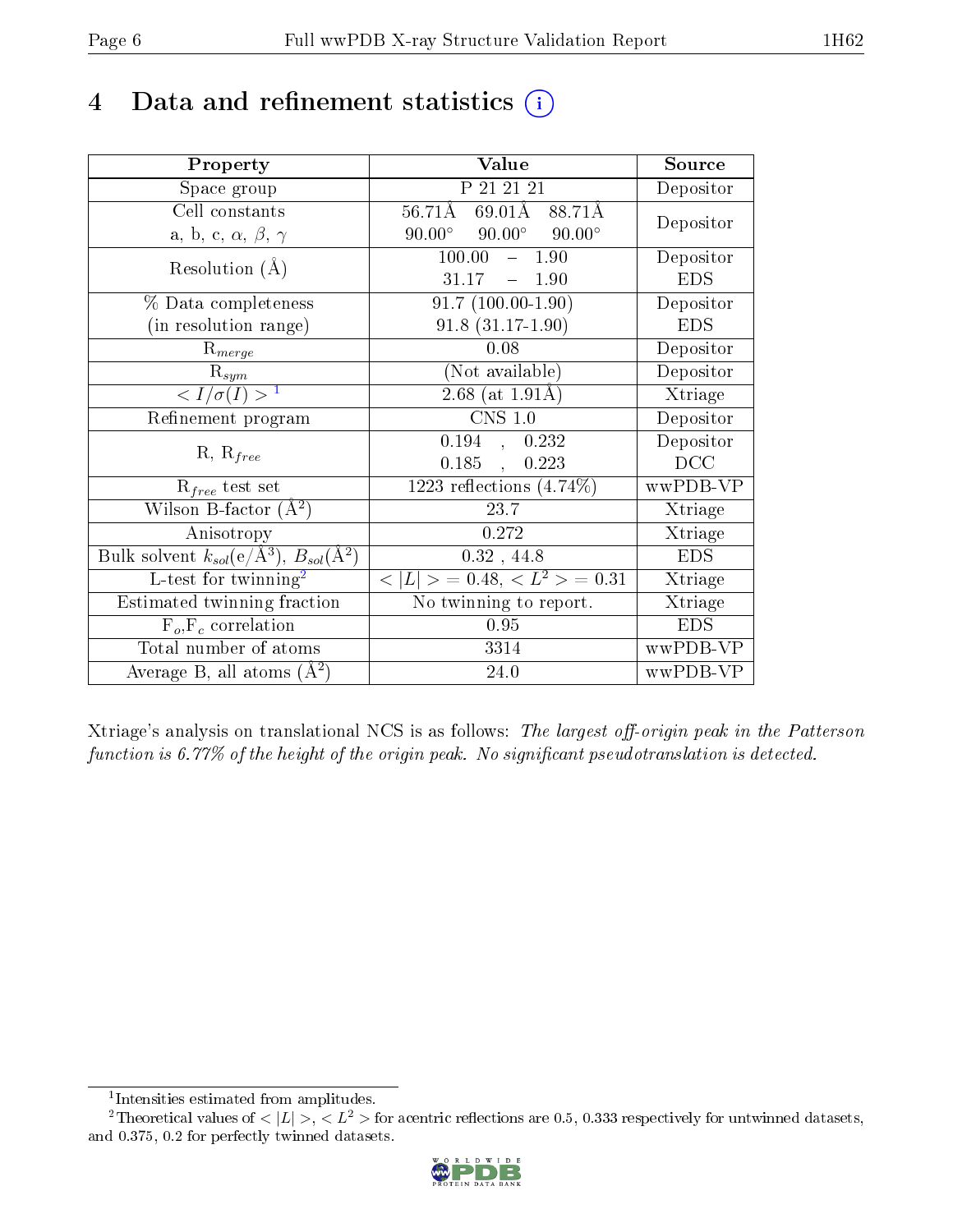# 4 Data and refinement statistics (i)

| Property | Value | Source |
|---|---|---|
| Space group | P 21 21 21 | Depositor |
| Cell constants<br>a, b, c, $\alpha$, $\beta$, $\gamma$ | 56.71Å 69.01Å 88.71Å<br>90.00° 90.00° 90.00° | Depositor |
| Resolution (Å) | 100.00 – 1.90<br>31.17 – 1.90 | Depositor<br>EDS |
| % Data completeness<br>(in resolution range) | 91.7 (100.00-1.90)<br>91.8 (31.17-1.90) | Depositor<br>EDS |
| $R_{merge}$ | 0.08 | Depositor |
| $R_{sym}$ | (Not available) | Depositor |
| $< I/\sigma(I) >$ [1] | 2.68 (at 1.91Å) | Xtriage |
| Refinement program | CNS 1.0 | Depositor |
| R, $R_{free}$ | 0.194 , 0.232<br>0.185 , 0.223 | Depositor<br>DCC |
| $R_{free}$ test set | 1223 reflections (4.74%) | wwPDB-VP |
| Wilson B-factor (Å$^2$) | 23.7 | Xtriage |
| Anisotropy | 0.272 | Xtriage |
| Bulk solvent $k_{sol}$(e/Å$^3$), $B_{sol}$(Å$^2$) | 0.32 , 44.8 | EDS |
| L-test for twinning[2] | $< \|L\| >$ = 0.48, $< L^2 >$ = 0.31 | Xtriage |
| Estimated twinning fraction | No twinning to report. | Xtriage |
| $F_o$,$F_c$ correlation | 0.95 | EDS |
| Total number of atoms | 3314 | wwPDB-VP |
| Average B, all atoms (Å$^2$) | 24.0 | wwPDB-VP |

Xtriage's analysis on translational NCS is as follows: *The largest off-origin peak in the Patterson function is 6.77% of the height of the origin peak. No significant pseudotranslation is detected.*

[1] Intensities estimated from amplitudes.

[2] Theoretical values of $< |L| >$, $< L^2 >$ for acentric reflections are 0.5, 0.333 respectively for untwinned datasets, and 0.375, 0.2 for perfectly twinned datasets.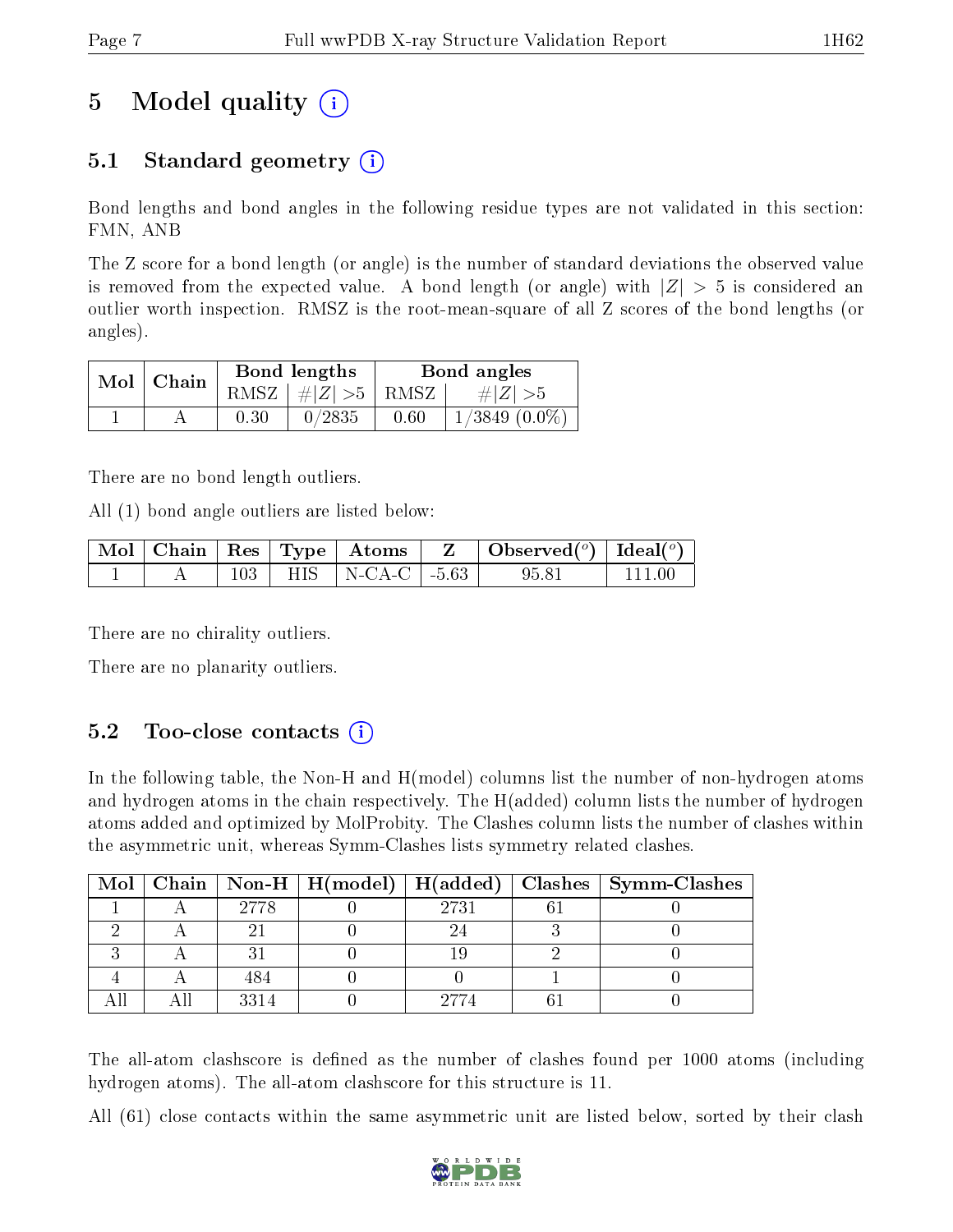# 5 Model quality (i)

## 5.1 Standard geometry (i)

Bond lengths and bond angles in the following residue types are not validated in this section: FMN, ANB

The Z score for a bond length (or angle) is the number of standard deviations the observed value is removed from the expected value. A bond length (or angle) with $|Z| > 5$ is considered an outlier worth inspection. RMSZ is the root-mean-square of all Z scores of the bond lengths (or angles).

| Mol | Chain | Bond lengths | | Bond angles | |
|---|---|---|---|---|---|
| | | RMSZ | $\#|Z| > 5$ | RMSZ | $\#|Z| > 5$ |
| 1 | A | 0.30 | 0/2835 | 0.60 | 1/3849 (0.0%) |

There are no bond length outliers.

All (1) bond angle outliers are listed below:

| Mol | Chain | Res | Type | Atoms | Z | Observed(°) | Ideal(°) |
|---|---|---|---|---|---|---|---|
| 1 | A | 103 | HIS | N-CA-C | -5.63 | 95.81 | 111.00 |

There are no chirality outliers.

There are no planarity outliers.

## 5.2 Too-close contacts (i)

In the following table, the Non-H and H(model) columns list the number of non-hydrogen atoms and hydrogen atoms in the chain respectively. The H(added) column lists the number of hydrogen atoms added and optimized by MolProbity. The Clashes column lists the number of clashes within the asymmetric unit, whereas Symm-Clashes lists symmetry related clashes.

| Mol | Chain | Non-H | H(model) | H(added) | Clashes | Symm-Clashes |
|---|---|---|---|---|---|---|
| 1 | A | 2778 | 0 | 2731 | 61 | 0 |
| 2 | A | 21 | 0 | 24 | 3 | 0 |
| 3 | A | 31 | 0 | 19 | 2 | 0 |
| 4 | A | 484 | 0 | 0 | 1 | 0 |
| All | All | 3314 | 0 | 2774 | 61 | 0 |

The all-atom clashscore is defined as the number of clashes found per 1000 atoms (including hydrogen atoms). The all-atom clashscore for this structure is 11.

All (61) close contacts within the same asymmetric unit are listed below, sorted by their clash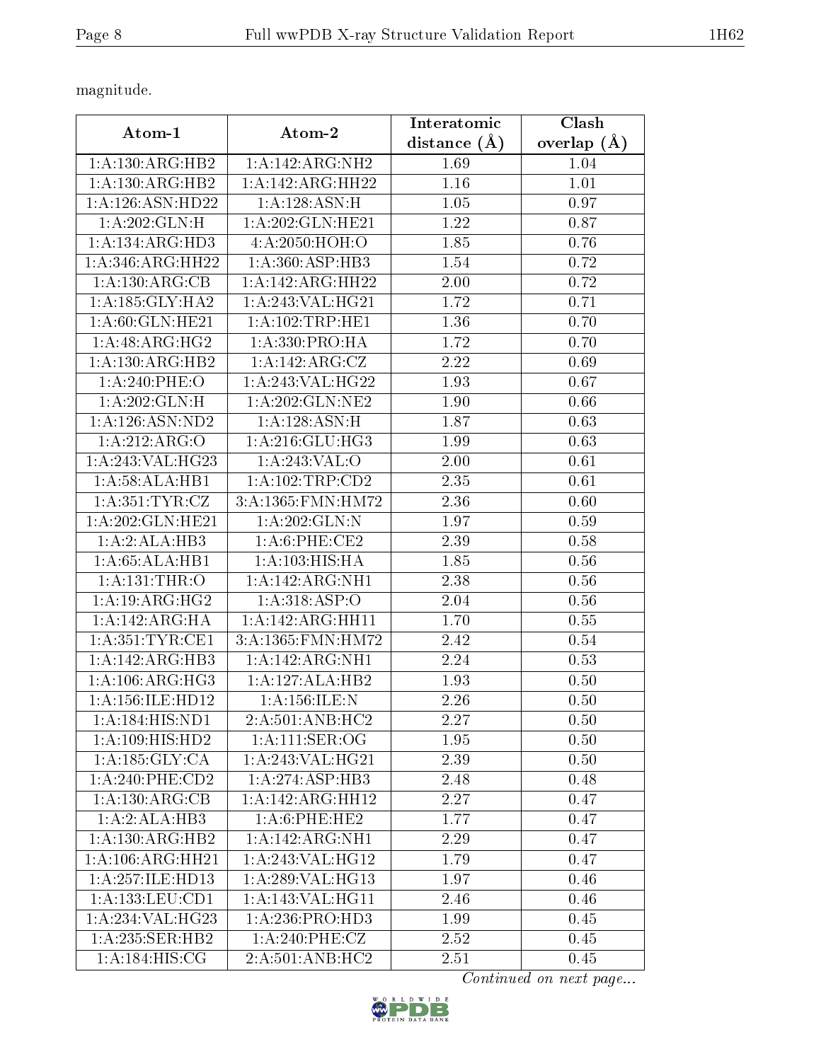magnitude.

| Atom-1 | Atom-2 | Interatomic distance (Å) | Clash overlap (Å) |
|---|---|---|---|
| 1:A:130:ARG:HB2 | 1:A:142:ARG:NH2 | 1.69 | 1.04 |
| 1:A:130:ARG:HB2 | 1:A:142:ARG:HH22 | 1.16 | 1.01 |
| 1:A:126:ASN:HD22 | 1:A:128:ASN:H | 1.05 | 0.97 |
| 1:A:202:GLN:H | 1:A:202:GLN:HE21 | 1.22 | 0.87 |
| 1:A:134:ARG:HD3 | 4:A:2050:HOH:O | 1.85 | 0.76 |
| 1:A:346:ARG:HH22 | 1:A:360:ASP:HB3 | 1.54 | 0.72 |
| 1:A:130:ARG:CB | 1:A:142:ARG:HH22 | 2.00 | 0.72 |
| 1:A:185:GLY:HA2 | 1:A:243:VAL:HG21 | 1.72 | 0.71 |
| 1:A:60:GLN:HE21 | 1:A:102:TRP:HE1 | 1.36 | 0.70 |
| 1:A:48:ARG:HG2 | 1:A:330:PRO:HA | 1.72 | 0.70 |
| 1:A:130:ARG:HB2 | 1:A:142:ARG:CZ | 2.22 | 0.69 |
| 1:A:240:PHE:O | 1:A:243:VAL:HG22 | 1.93 | 0.67 |
| 1:A:202:GLN:H | 1:A:202:GLN:NE2 | 1.90 | 0.66 |
| 1:A:126:ASN:ND2 | 1:A:128:ASN:H | 1.87 | 0.63 |
| 1:A:212:ARG:O | 1:A:216:GLU:HG3 | 1.99 | 0.63 |
| 1:A:243:VAL:HG23 | 1:A:243:VAL:O | 2.00 | 0.61 |
| 1:A:58:ALA:HB1 | 1:A:102:TRP:CD2 | 2.35 | 0.61 |
| 1:A:351:TYR:CZ | 3:A:1365:FMN:HM72 | 2.36 | 0.60 |
| 1:A:202:GLN:HE21 | 1:A:202:GLN:N | 1.97 | 0.59 |
| 1:A:2:ALA:HB3 | 1:A:6:PHE:CE2 | 2.39 | 0.58 |
| 1:A:65:ALA:HB1 | 1:A:103:HIS:HA | 1.85 | 0.56 |
| 1:A:131:THR:O | 1:A:142:ARG:NH1 | 2.38 | 0.56 |
| 1:A:19:ARG:HG2 | 1:A:318:ASP:O | 2.04 | 0.56 |
| 1:A:142:ARG:HA | 1:A:142:ARG:HH11 | 1.70 | 0.55 |
| 1:A:351:TYR:CE1 | 3:A:1365:FMN:HM72 | 2.42 | 0.54 |
| 1:A:142:ARG:HB3 | 1:A:142:ARG:NH1 | 2.24 | 0.53 |
| 1:A:106:ARG:HG3 | 1:A:127:ALA:HB2 | 1.93 | 0.50 |
| 1:A:156:ILE:HD12 | 1:A:156:ILE:N | 2.26 | 0.50 |
| 1:A:184:HIS:ND1 | 2:A:501:ANB:HC2 | 2.27 | 0.50 |
| 1:A:109:HIS:HD2 | 1:A:111:SER:OG | 1.95 | 0.50 |
| 1:A:185:GLY:CA | 1:A:243:VAL:HG21 | 2.39 | 0.50 |
| 1:A:240:PHE:CD2 | 1:A:274:ASP:HB3 | 2.48 | 0.48 |
| 1:A:130:ARG:CB | 1:A:142:ARG:HH12 | 2.27 | 0.47 |
| 1:A:2:ALA:HB3 | 1:A:6:PHE:HE2 | 1.77 | 0.47 |
| 1:A:130:ARG:HB2 | 1:A:142:ARG:NH1 | 2.29 | 0.47 |
| 1:A:106:ARG:HH21 | 1:A:243:VAL:HG12 | 1.79 | 0.47 |
| 1:A:257:ILE:HD13 | 1:A:289:VAL:HG13 | 1.97 | 0.46 |
| 1:A:133:LEU:CD1 | 1:A:143:VAL:HG11 | 2.46 | 0.46 |
| 1:A:234:VAL:HG23 | 1:A:236:PRO:HD3 | 1.99 | 0.45 |
| 1:A:235:SER:HB2 | 1:A:240:PHE:CZ | 2.52 | 0.45 |
| 1:A:184:HIS:CG | 2:A:501:ANB:HC2 | 2.51 | 0.45 |

*Continued on next page...*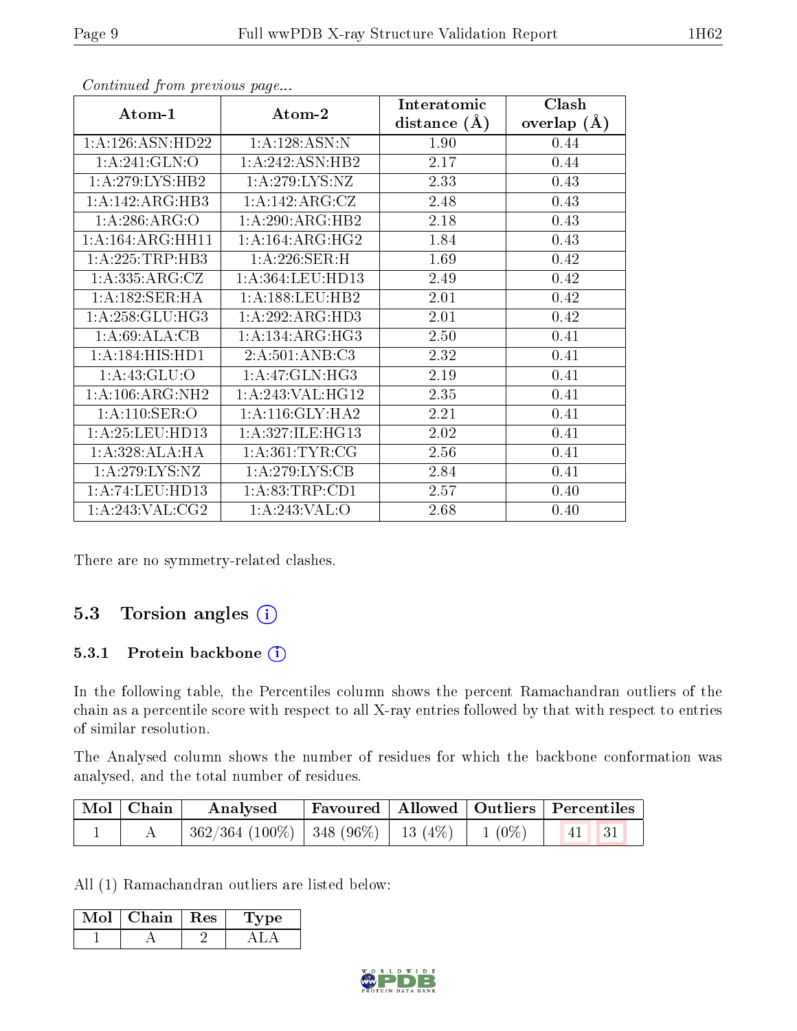*Continued from previous page...*

| Atom-1 | Atom-2 | Interatomic distance (Å) | Clash overlap (Å) |
|---|---|---|---|
| 1:A:126:ASN:HD22 | 1:A:128:ASN:N | 1.90 | 0.44 |
| 1:A:241:GLN:O | 1:A:242:ASN:HB2 | 2.17 | 0.44 |
| 1:A:279:LYS:HB2 | 1:A:279:LYS:NZ | 2.33 | 0.43 |
| 1:A:142:ARG:HB3 | 1:A:142:ARG:CZ | 2.48 | 0.43 |
| 1:A:286:ARG:O | 1:A:290:ARG:HB2 | 2.18 | 0.43 |
| 1:A:164:ARG:HH11 | 1:A:164:ARG:HG2 | 1.84 | 0.43 |
| 1:A:225:TRP:HB3 | 1:A:226:SER:H | 1.69 | 0.42 |
| 1:A:335:ARG:CZ | 1:A:364:LEU:HD13 | 2.49 | 0.42 |
| 1:A:182:SER:HA | 1:A:188:LEU:HB2 | 2.01 | 0.42 |
| 1:A:258:GLU:HG3 | 1:A:292:ARG:HD3 | 2.01 | 0.42 |
| 1:A:69:ALA:CB | 1:A:134:ARG:HG3 | 2.50 | 0.41 |
| 1:A:184:HIS:HD1 | 2:A:501:ANB:C3 | 2.32 | 0.41 |
| 1:A:43:GLU:O | 1:A:47:GLN:HG3 | 2.19 | 0.41 |
| 1:A:106:ARG:NH2 | 1:A:243:VAL:HG12 | 2.35 | 0.41 |
| 1:A:110:SER:O | 1:A:116:GLY:HA2 | 2.21 | 0.41 |
| 1:A:25:LEU:HD13 | 1:A:327:ILE:HG13 | 2.02 | 0.41 |
| 1:A:328:ALA:HA | 1:A:361:TYR:CG | 2.56 | 0.41 |
| 1:A:279:LYS:NZ | 1:A:279:LYS:CB | 2.84 | 0.41 |
| 1:A:74:LEU:HD13 | 1:A:83:TRP:CD1 | 2.57 | 0.40 |
| 1:A:243:VAL:CG2 | 1:A:243:VAL:O | 2.68 | 0.40 |

There are no symmetry-related clashes.

## 5.3 Torsion angles

### 5.3.1 Protein backbone

In the following table, the Percentiles column shows the percent Ramachandran outliers of the chain as a percentile score with respect to all X-ray entries followed by that with respect to entries of similar resolution.

The Analysed column shows the number of residues for which the backbone conformation was analysed, and the total number of residues.

| Mol | Chain | Analysed | Favoured | Allowed | Outliers | Percentiles | |
|---|---|---|---|---|---|---|---|
| 1 | A | 362/364 (100%) | 348 (96%) | 13 (4%) | 1 (0%) | 41 | 31 |

All (1) Ramachandran outliers are listed below:

| Mol | Chain | Res | Type |
|---|---|---|---|
| 1 | A | 2 | ALA |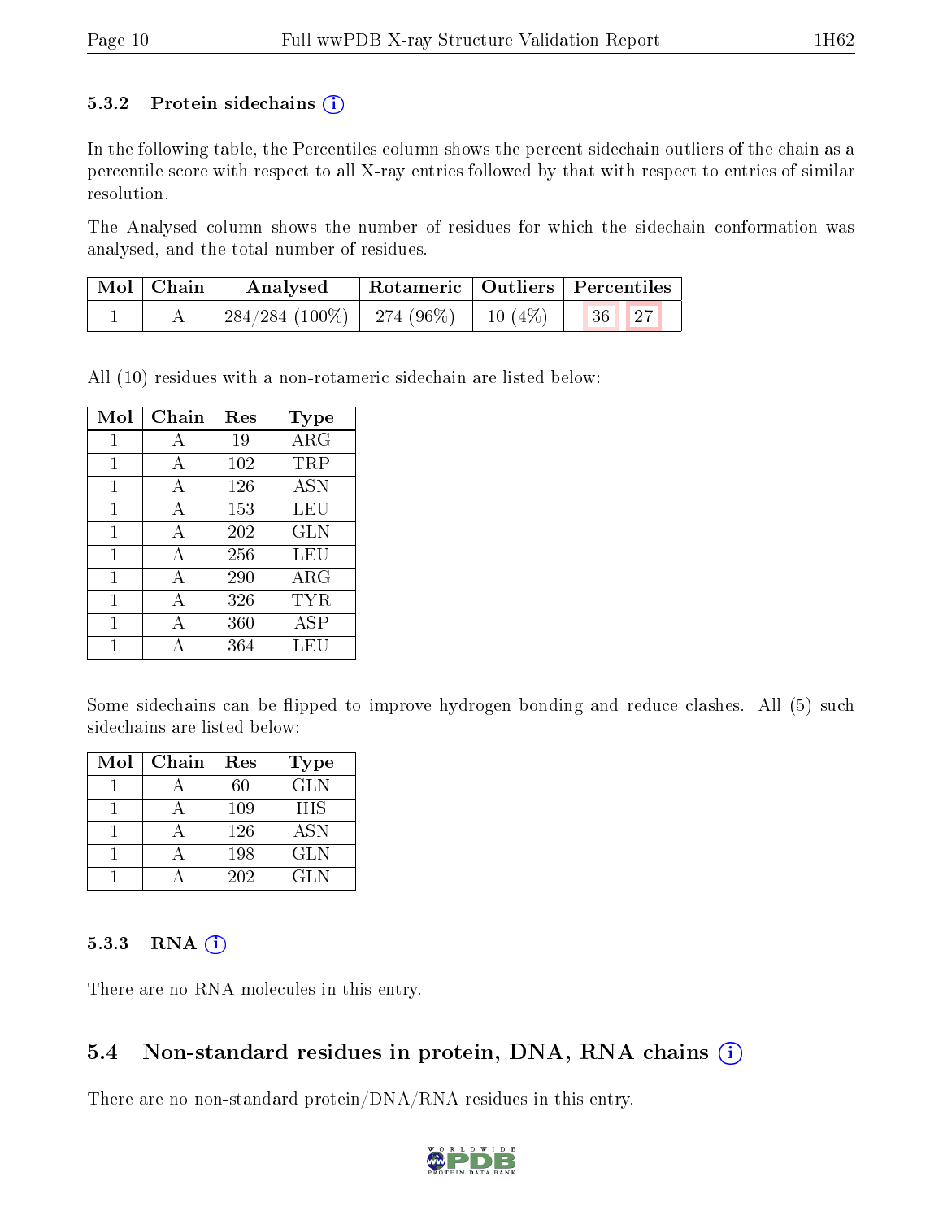### 5.3.2 Protein sidechains (i)

In the following table, the Percentiles column shows the percent sidechain outliers of the chain as a percentile score with respect to all X-ray entries followed by that with respect to entries of similar resolution.

The Analysed column shows the number of residues for which the sidechain conformation was analysed, and the total number of residues.

| Mol | Chain | Analysed | Rotameric | Outliers | Percentiles | |
|---|---|---|---|---|---|---|
| 1 | A | 284/284 (100%) | 274 (96%) | 10 (4%) | 36 | 27 |

All (10) residues with a non-rotameric sidechain are listed below:

| Mol | Chain | Res | Type |
|---|---|---|---|
| 1 | A | 19 | ARG |
| 1 | A | 102 | TRP |
| 1 | A | 126 | ASN |
| 1 | A | 153 | LEU |
| 1 | A | 202 | GLN |
| 1 | A | 256 | LEU |
| 1 | A | 290 | ARG |
| 1 | A | 326 | TYR |
| 1 | A | 360 | ASP |
| 1 | A | 364 | LEU |

Some sidechains can be flipped to improve hydrogen bonding and reduce clashes. All (5) such sidechains are listed below:

| Mol | Chain | Res | Type |
|---|---|---|---|
| 1 | A | 60 | GLN |
| 1 | A | 109 | HIS |
| 1 | A | 126 | ASN |
| 1 | A | 198 | GLN |
| 1 | A | 202 | GLN |

### 5.3.3 RNA (i)

There are no RNA molecules in this entry.

## 5.4 Non-standard residues in protein, DNA, RNA chains (i)

There are no non-standard protein/DNA/RNA residues in this entry.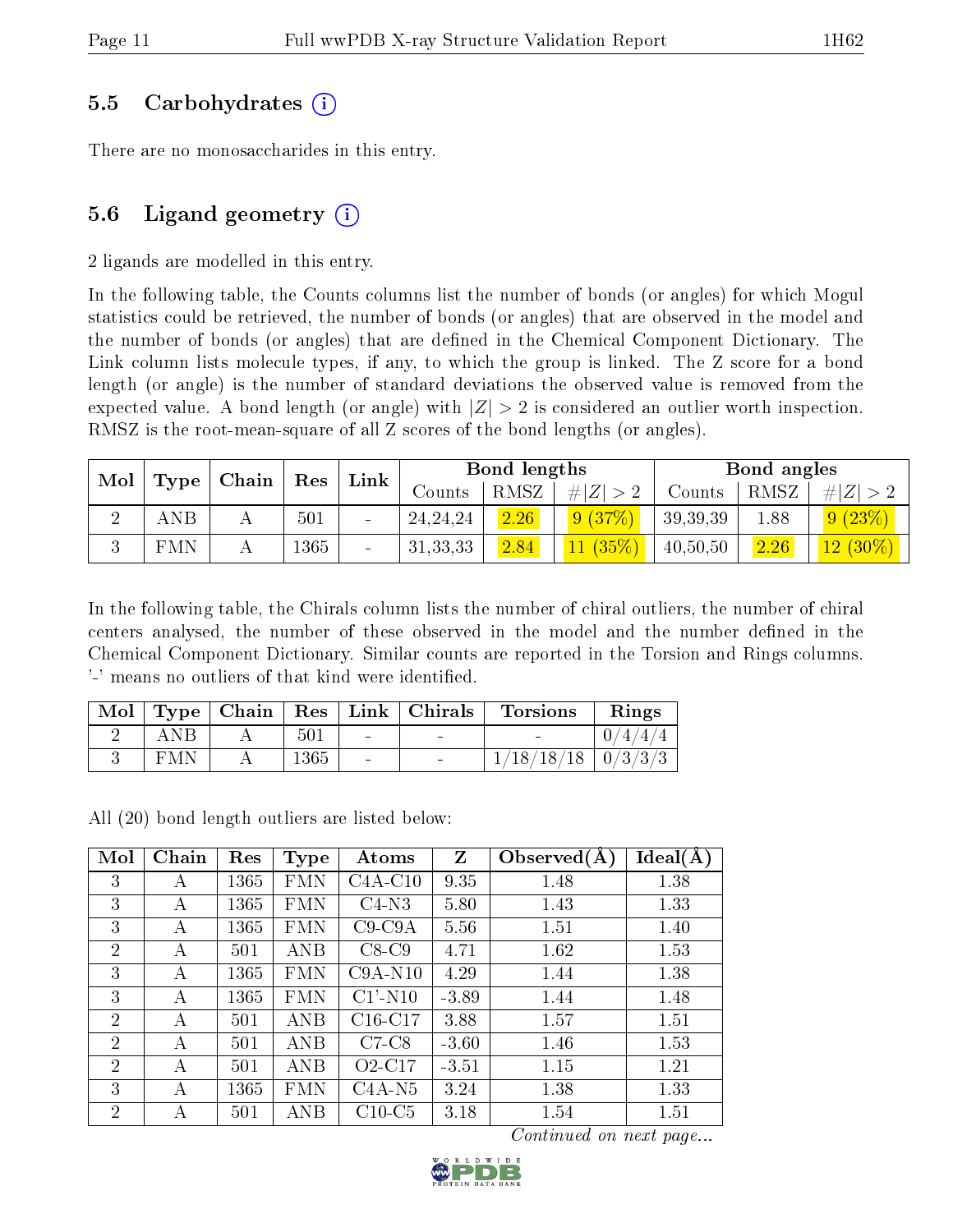### 5.5 Carbohydrates (i)

There are no monosaccharides in this entry.

### 5.6 Ligand geometry (i)

2 ligands are modelled in this entry.

In the following table, the Counts columns list the number of bonds (or angles) for which Mogul statistics could be retrieved, the number of bonds (or angles) that are observed in the model and the number of bonds (or angles) that are defined in the Chemical Component Dictionary. The Link column lists molecule types, if any, to which the group is linked. The Z score for a bond length (or angle) is the number of standard deviations the observed value is removed from the expected value. A bond length (or angle) with $|Z| > 2$ is considered an outlier worth inspection. RMSZ is the root-mean-square of all Z scores of the bond lengths (or angles).

| Mol | Type | Chain | Res | Link | Bond lengths | | | Bond angles | | |
|---|---|---|---|---|---|---|---|---|---|---|
| | | | | | Counts | RMSZ | $\#\|Z\|>2$ | Counts | RMSZ | $\#\|Z\|>2$ |
| 2 | ANB | A | 501 | - | 24,24,24 | 2.26 | 9 (37%) | 39,39,39 | 1.88 | 9 (23%) |
| 3 | FMN | A | 1365 | - | 31,33,33 | 2.84 | 11 (35%) | 40,50,50 | 2.26 | 12 (30%) |

In the following table, the Chirals column lists the number of chiral outliers, the number of chiral centers analysed, the number of these observed in the model and the number defined in the Chemical Component Dictionary. Similar counts are reported in the Torsion and Rings columns. '-' means no outliers of that kind were identified.

| Mol | Type | Chain | Res | Link | Chirals | Torsions | Rings |
|---|---|---|---|---|---|---|---|
| 2 | ANB | A | 501 | - | - | - | 0/4/4/4 |
| 3 | FMN | A | 1365 | - | - | 1/18/18/18 | 0/3/3/3 |

All (20) bond length outliers are listed below:

| Mol | Chain | Res | Type | Atoms | Z | Observed(Å) | Ideal(Å) |
|---|---|---|---|---|---|---|---|
| 3 | A | 1365 | FMN | C4A-C10 | 9.35 | 1.48 | 1.38 |
| 3 | A | 1365 | FMN | C4-N3 | 5.80 | 1.43 | 1.33 |
| 3 | A | 1365 | FMN | C9-C9A | 5.56 | 1.51 | 1.40 |
| 2 | A | 501 | ANB | C8-C9 | 4.71 | 1.62 | 1.53 |
| 3 | A | 1365 | FMN | C9A-N10 | 4.29 | 1.44 | 1.38 |
| 3 | A | 1365 | FMN | C1'-N10 | -3.89 | 1.44 | 1.48 |
| 2 | A | 501 | ANB | C16-C17 | 3.88 | 1.57 | 1.51 |
| 2 | A | 501 | ANB | C7-C8 | -3.60 | 1.46 | 1.53 |
| 2 | A | 501 | ANB | O2-C17 | -3.51 | 1.15 | 1.21 |
| 3 | A | 1365 | FMN | C4A-N5 | 3.24 | 1.38 | 1.33 |
| 2 | A | 501 | ANB | C10-C5 | 3.18 | 1.54 | 1.51 |

*Continued on next page...*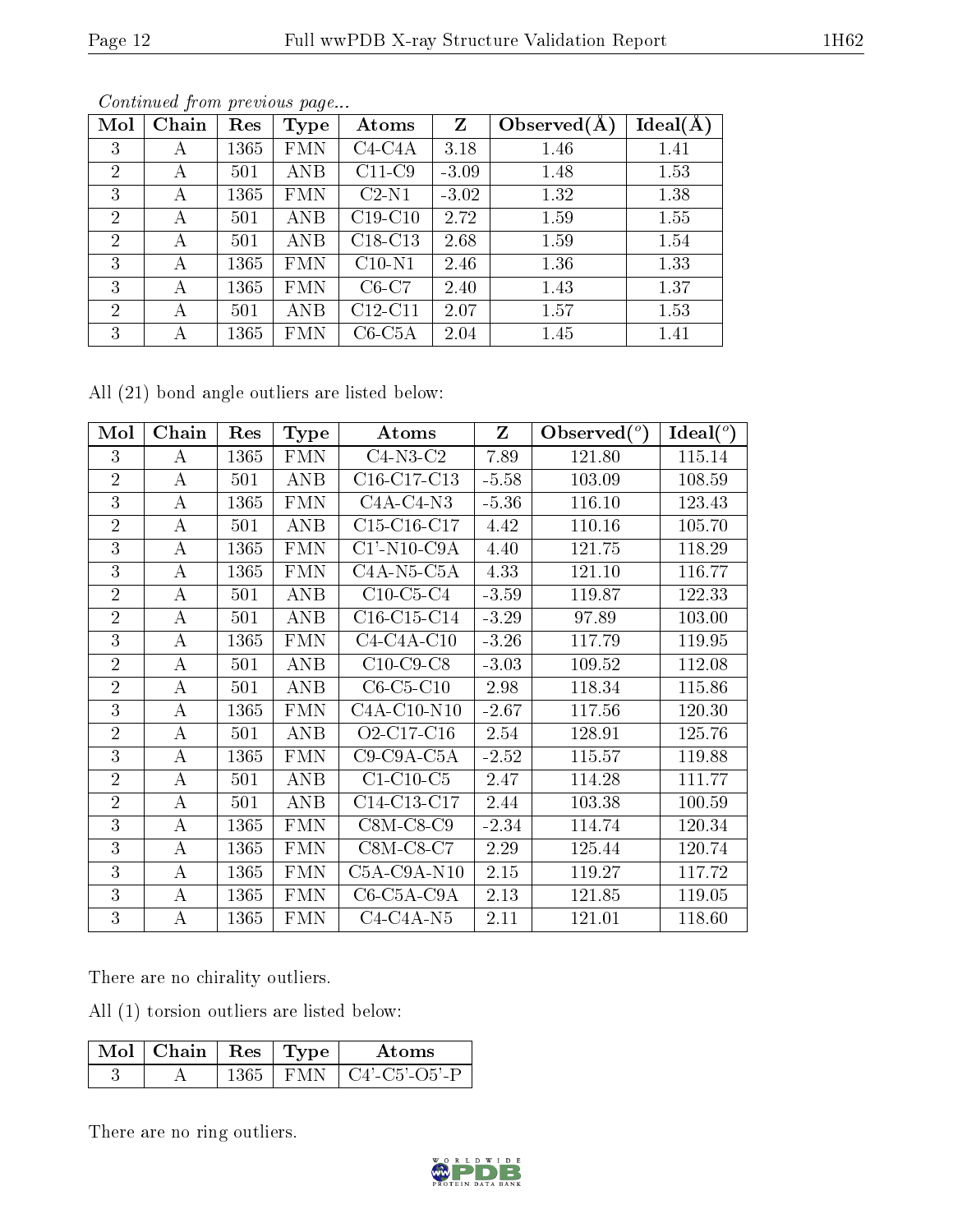*Continued from previous page...*

| Mol | Chain | Res | Type | Atoms | Z | Observed(Å) | Ideal(Å) |
|---|---|---|---|---|---|---|---|
| 3 | A | 1365 | FMN | C4-C4A | 3.18 | 1.46 | 1.41 |
| 2 | A | 501 | ANB | C11-C9 | -3.09 | 1.48 | 1.53 |
| 3 | A | 1365 | FMN | C2-N1 | -3.02 | 1.32 | 1.38 |
| 2 | A | 501 | ANB | C19-C10 | 2.72 | 1.59 | 1.55 |
| 2 | A | 501 | ANB | C18-C13 | 2.68 | 1.59 | 1.54 |
| 3 | A | 1365 | FMN | C10-N1 | 2.46 | 1.36 | 1.33 |
| 3 | A | 1365 | FMN | C6-C7 | 2.40 | 1.43 | 1.37 |
| 2 | A | 501 | ANB | C12-C11 | 2.07 | 1.57 | 1.53 |
| 3 | A | 1365 | FMN | C6-C5A | 2.04 | 1.45 | 1.41 |

All (21) bond angle outliers are listed below:

| Mol | Chain | Res | Type | Atoms | Z | Observed($^o$) | Ideal($^o$) |
|---|---|---|---|---|---|---|---|
| 3 | A | 1365 | FMN | C4-N3-C2 | 7.89 | 121.80 | 115.14 |
| 2 | A | 501 | ANB | C16-C17-C13 | -5.58 | 103.09 | 108.59 |
| 3 | A | 1365 | FMN | C4A-C4-N3 | -5.36 | 116.10 | 123.43 |
| 2 | A | 501 | ANB | C15-C16-C17 | 4.42 | 110.16 | 105.70 |
| 3 | A | 1365 | FMN | C1'-N10-C9A | 4.40 | 121.75 | 118.29 |
| 3 | A | 1365 | FMN | C4A-N5-C5A | 4.33 | 121.10 | 116.77 |
| 2 | A | 501 | ANB | C10-C5-C4 | -3.59 | 119.87 | 122.33 |
| 2 | A | 501 | ANB | C16-C15-C14 | -3.29 | 97.89 | 103.00 |
| 3 | A | 1365 | FMN | C4-C4A-C10 | -3.26 | 117.79 | 119.95 |
| 2 | A | 501 | ANB | C10-C9-C8 | -3.03 | 109.52 | 112.08 |
| 2 | A | 501 | ANB | C6-C5-C10 | 2.98 | 118.34 | 115.86 |
| 3 | A | 1365 | FMN | C4A-C10-N10 | -2.67 | 117.56 | 120.30 |
| 2 | A | 501 | ANB | O2-C17-C16 | 2.54 | 128.91 | 125.76 |
| 3 | A | 1365 | FMN | C9-C9A-C5A | -2.52 | 115.57 | 119.88 |
| 2 | A | 501 | ANB | C1-C10-C5 | 2.47 | 114.28 | 111.77 |
| 2 | A | 501 | ANB | C14-C13-C17 | 2.44 | 103.38 | 100.59 |
| 3 | A | 1365 | FMN | C8M-C8-C9 | -2.34 | 114.74 | 120.34 |
| 3 | A | 1365 | FMN | C8M-C8-C7 | 2.29 | 125.44 | 120.74 |
| 3 | A | 1365 | FMN | C5A-C9A-N10 | 2.15 | 119.27 | 117.72 |
| 3 | A | 1365 | FMN | C6-C5A-C9A | 2.13 | 121.85 | 119.05 |
| 3 | A | 1365 | FMN | C4-C4A-N5 | 2.11 | 121.01 | 118.60 |

There are no chirality outliers.

All (1) torsion outliers are listed below:

| Mol | Chain | Res | Type | Atoms |
|---|---|---|---|---|
| 3 | A | 1365 | FMN | C4'-C5'-O5'-P |

There are no ring outliers.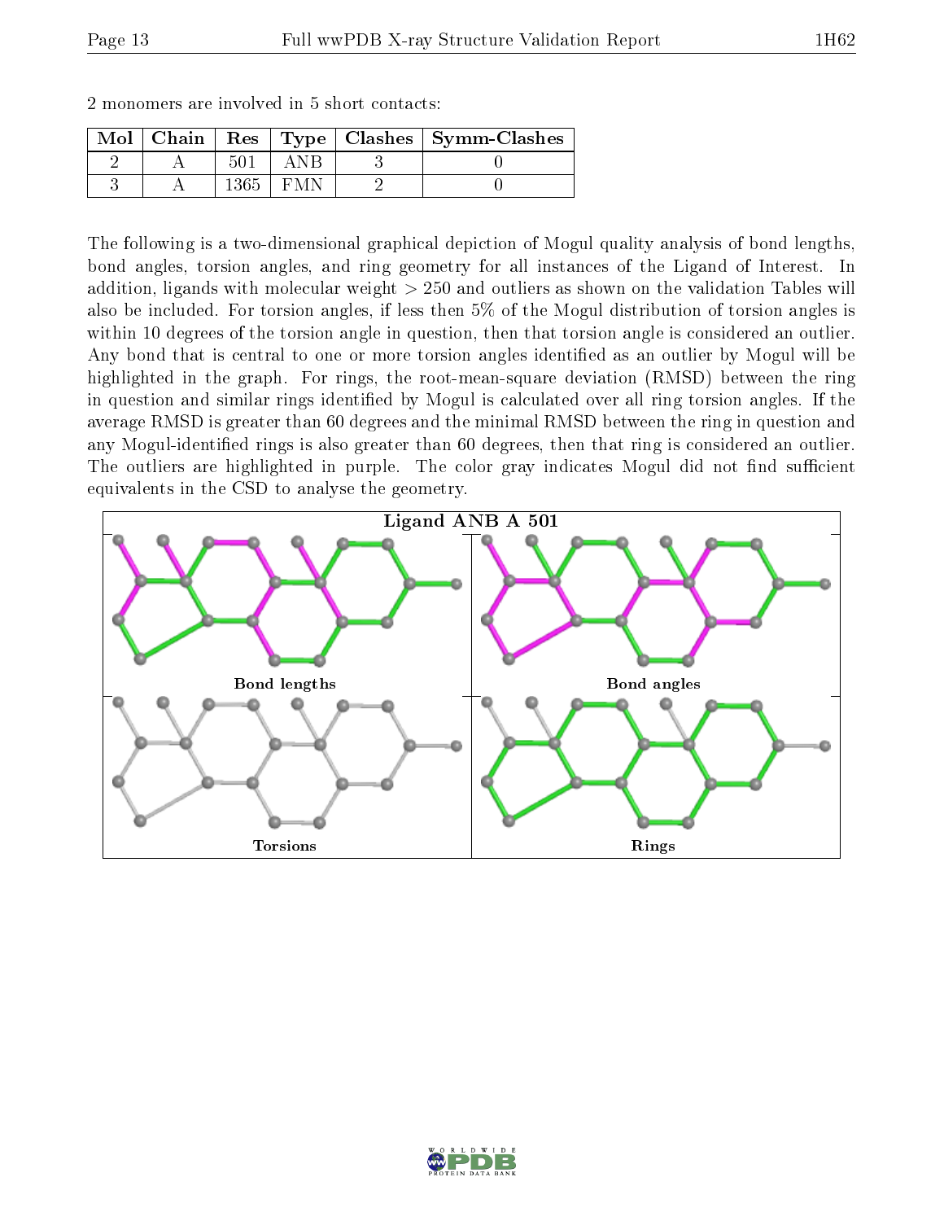2 monomers are involved in 5 short contacts:

| Mol | Chain | Res | Type | Clashes | Symm-Clashes |
|---|---|---|---|---|---|
| 2 | A | 501 | ANB | 3 | 0 |
| 3 | A | 1365 | FMN | 2 | 0 |

The following is a two-dimensional graphical depiction of Mogul quality analysis of bond lengths, bond angles, torsion angles, and ring geometry for all instances of the Ligand of Interest. In addition, ligands with molecular weight > 250 and outliers as shown on the validation Tables will also be included. For torsion angles, if less then 5% of the Mogul distribution of torsion angles is within 10 degrees of the torsion angle in question, then that torsion angle is considered an outlier. Any bond that is central to one or more torsion angles identified as an outlier by Mogul will be highlighted in the graph. For rings, the root-mean-square deviation (RMSD) between the ring in question and similar rings identified by Mogul is calculated over all ring torsion angles. If the average RMSD is greater than 60 degrees and the minimal RMSD between the ring in question and any Mogul-identified rings is also greater than 60 degrees, then that ring is considered an outlier. The outliers are highlighted in purple. The color gray indicates Mogul did not find sufficient equivalents in the CSD to analyse the geometry.

Ligand ANB A 501

Bond lengths

Bond angles

Torsions

Rings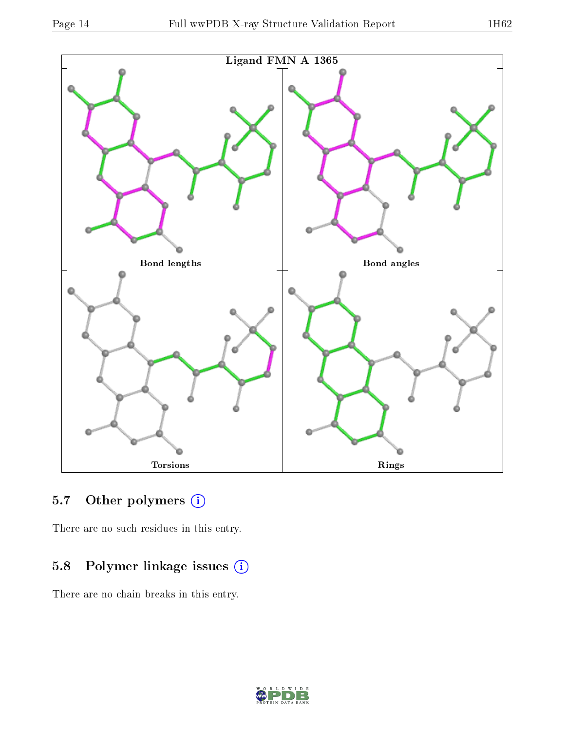Ligand FMN A 1365

Bond lengths

Bond angles

Torsions

Rings

### 5.7 Other polymers (i)

There are no such residues in this entry.

### 5.8 Polymer linkage issues (i)

There are no chain breaks in this entry.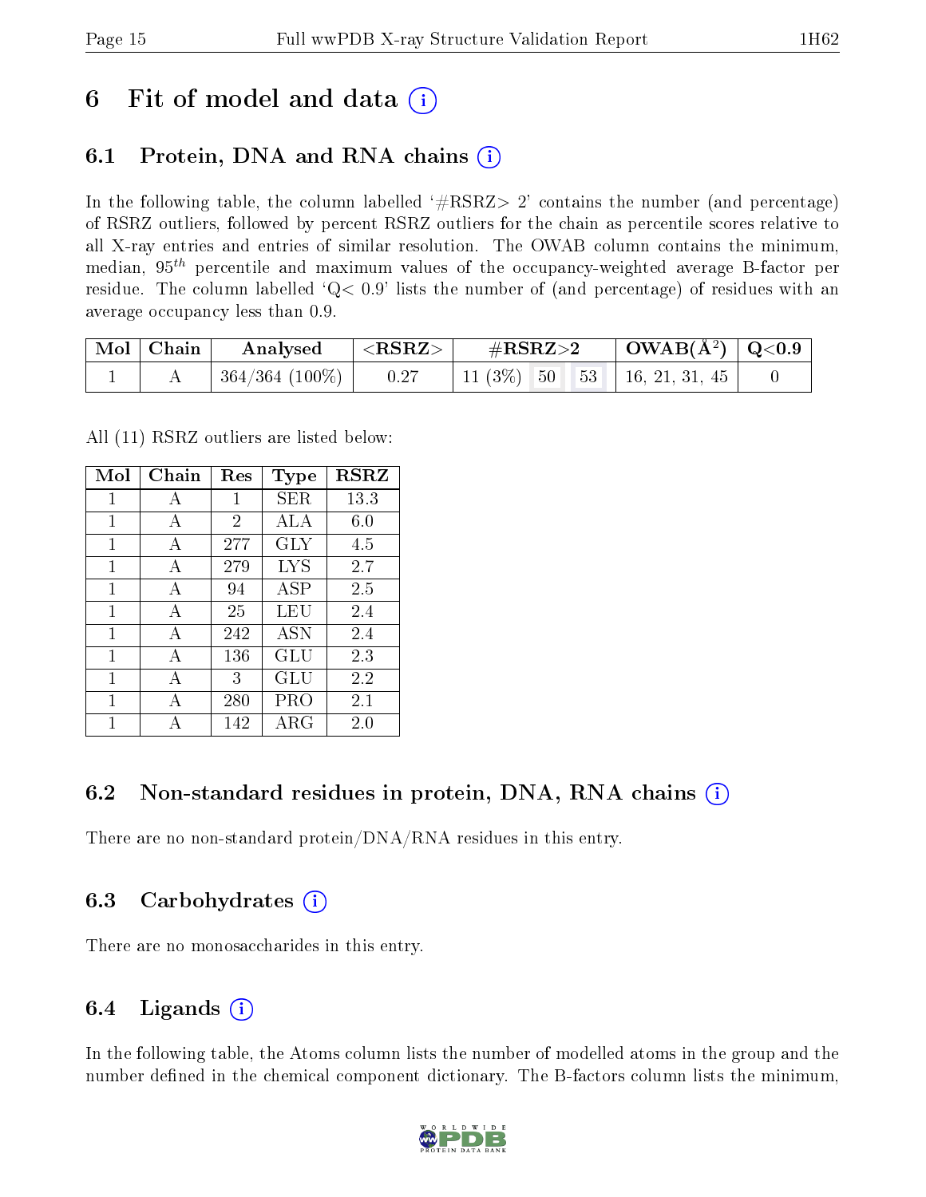# 6 Fit of model and data

## 6.1 Protein, DNA and RNA chains

In the following table, the column labelled '#RSRZ> 2' contains the number (and percentage) of RSRZ outliers, followed by percent RSRZ outliers for the chain as percentile scores relative to all X-ray entries and entries of similar resolution. The OWAB column contains the minimum, median, $95^{th}$ percentile and maximum values of the occupancy-weighted average B-factor per residue. The column labelled 'Q< 0.9' lists the number of (and percentage) of residues with an average occupancy less than 0.9.

| Mol | Chain | Analysed | <RSRZ> | #RSRZ>2 | | | OWAB(Å$^2$) | Q<0.9 |
|---|---|---|---|---|---|---|---|---|
| 1 | A | 364/364 (100%) | 0.27 | 11 (3%) | 50 | 53 | 16, 21, 31, 45 | 0 |

All (11) RSRZ outliers are listed below:

| Mol | Chain | Res | Type | RSRZ |
|---|---|---|---|---|
| 1 | A | 1 | SER | 13.3 |
| 1 | A | 2 | ALA | 6.0 |
| 1 | A | 277 | GLY | 4.5 |
| 1 | A | 279 | LYS | 2.7 |
| 1 | A | 94 | ASP | 2.5 |
| 1 | A | 25 | LEU | 2.4 |
| 1 | A | 242 | ASN | 2.4 |
| 1 | A | 136 | GLU | 2.3 |
| 1 | A | 3 | GLU | 2.2 |
| 1 | A | 280 | PRO | 2.1 |
| 1 | A | 142 | ARG | 2.0 |

## 6.2 Non-standard residues in protein, DNA, RNA chains

There are no non-standard protein/DNA/RNA residues in this entry.

## 6.3 Carbohydrates

There are no monosaccharides in this entry.

## 6.4 Ligands

In the following table, the Atoms column lists the number of modelled atoms in the group and the number defined in the chemical component dictionary. The B-factors column lists the minimum,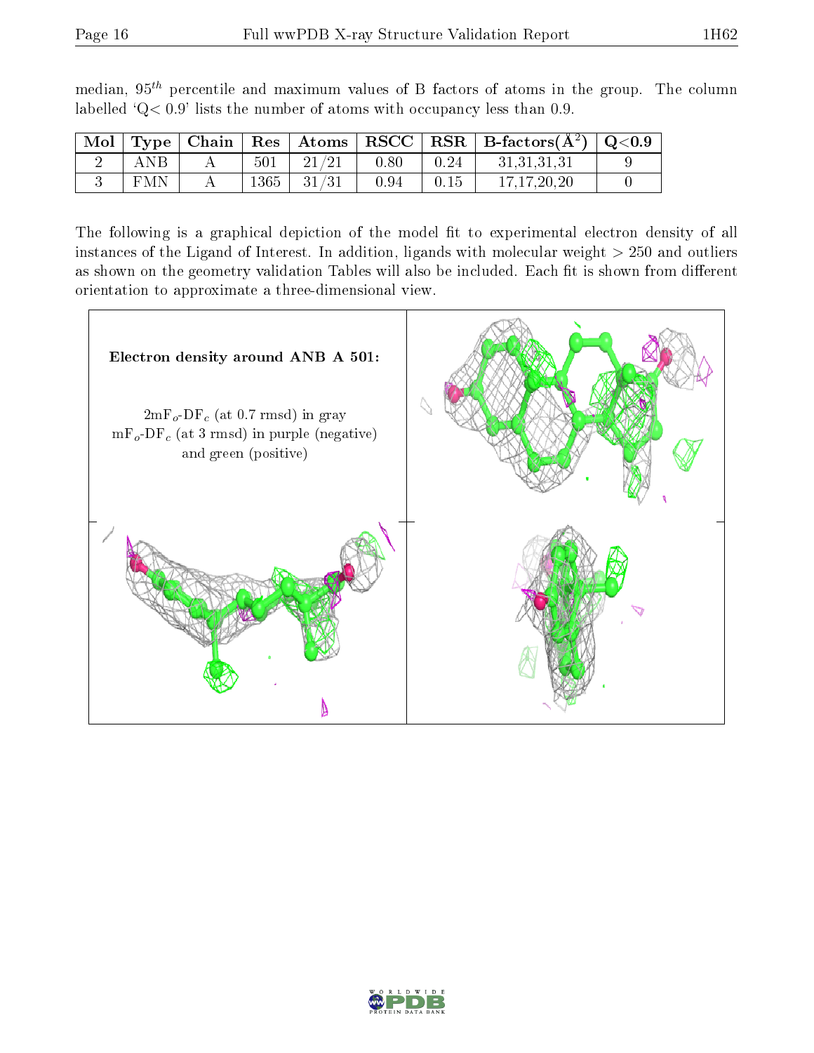median, $95^{th}$ percentile and maximum values of B factors of atoms in the group. The column labelled 'Q< 0.9' lists the number of atoms with occupancy less than 0.9.

| Mol | Type | Chain | Res | Atoms | RSCC | RSR | B-factors($Å^2$) | Q<0.9 |
|---|---|---|---|---|---|---|---|---|
| 2 | ANB | A | 501 | 21/21 | 0.80 | 0.24 | 31,31,31,31 | 9 |
| 3 | FMN | A | 1365 | 31/31 | 0.94 | 0.15 | 17,17,20,20 | 0 |

The following is a graphical depiction of the model fit to experimental electron density of all instances of the Ligand of Interest. In addition, ligands with molecular weight > 250 and outliers as shown on the geometry validation Tables will also be included. Each fit is shown from different orientation to approximate a three-dimensional view.

**Electron density around ANB A 501:**

$2mF_o$-$DF_c$ (at 0.7 rmsd) in gray
$mF_o$-$DF_c$ (at 3 rmsd) in purple (negative) and green (positive)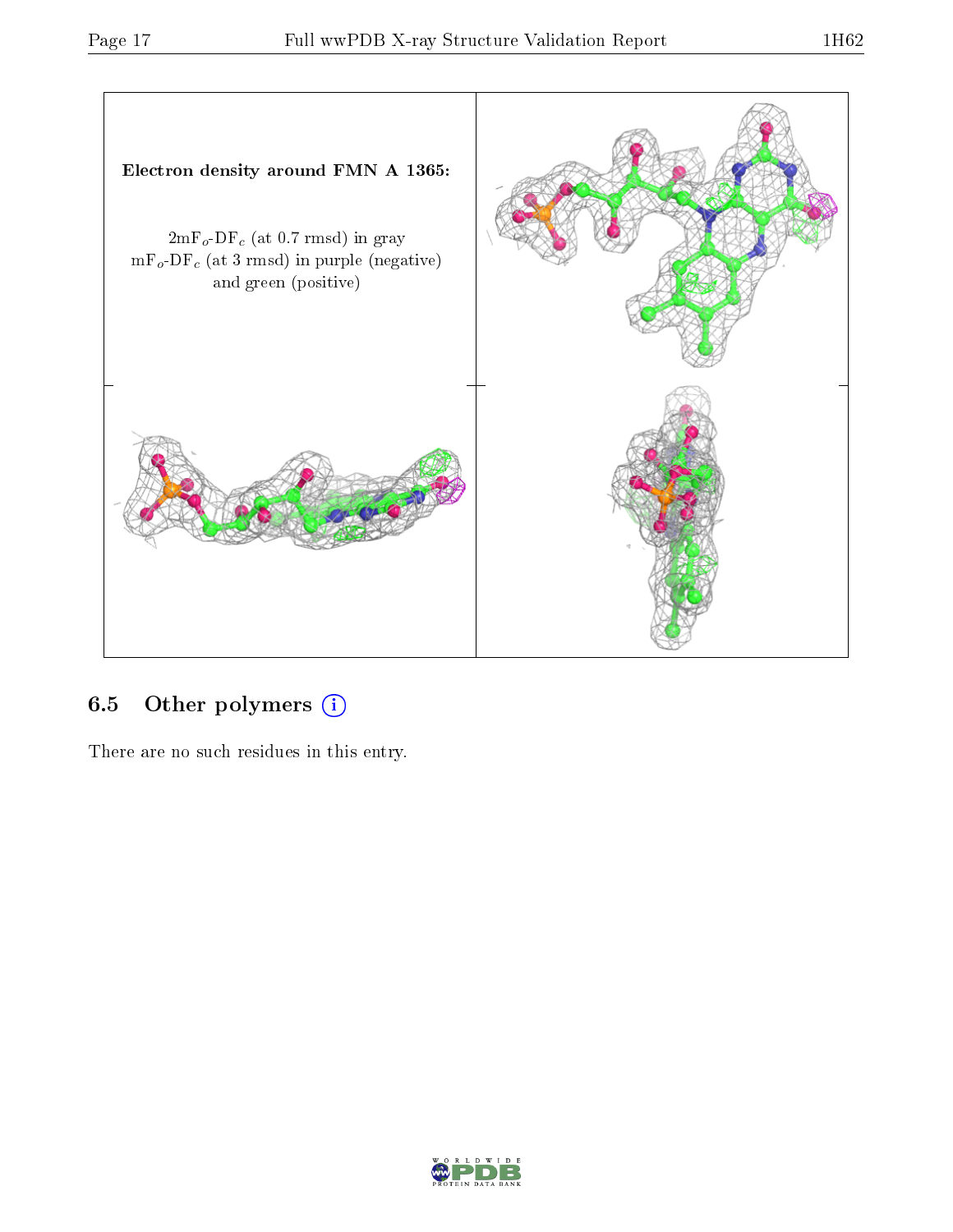**Electron density around FMN A 1365:**

$2mF_o$-$DF_c$ (at 0.7 rmsd) in gray
$mF_o$-$DF_c$ (at 3 rmsd) in purple (negative)
and green (positive)

### 6.5 Other polymers

There are no such residues in this entry.